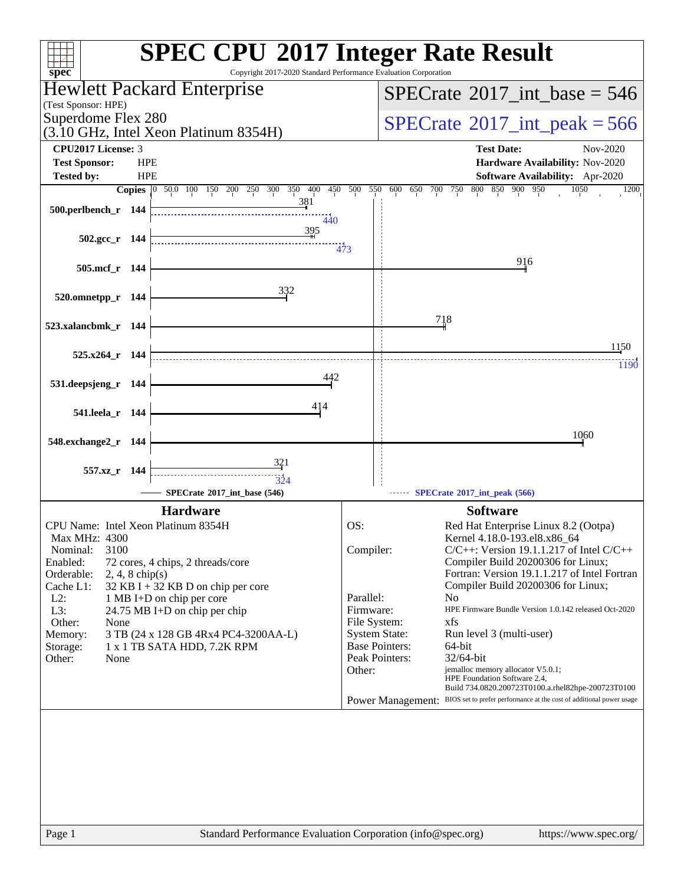# SPEC CPU 2017 Integer Rate Result

Copyright 2017-2020 Standard Performance Evaluation Corporation

**Hewlett Packard Enterprise**
(Test Sponsor: HPE)
Superdome Flex 280
(3.10 GHz, Intel Xeon Platinum 8354H)

**SPECrate 2017_int_base = 546**

**SPECrate 2017_int_peak = 566**

| | | | |
|---|---|---|---|
| **CPU2017 License:** | 3 | **Test Date:** | Nov-2020 |
| **Test Sponsor:** | HPE | **Hardware Availability:** | Nov-2020 |
| **Tested by:** | HPE | **Software Availability:** | Apr-2020 |

| Benchmark | Copies | Base | Peak |
|---|---|---|---|
| 500.perlbench_r | 144 | 381 | 440 |
| 502.gcc_r | 144 | 395 | 473 |
| 505.mcf_r | 144 | 916 | |
| 520.omnetpp_r | 144 | 332 | |
| 523.xalancbmk_r | 144 | 718 | |
| 525.x264_r | 144 | 1150 | 1190 |
| 531.deepsjeng_r | 144 | 442 | |
| 541.leela_r | 144 | 414 | |
| 548.exchange2_r | 144 | 1060 | |
| 557.xz_r | 144 | 321 | 324 |

SPECrate 2017_int_base (546) — SPECrate 2017_int_peak (566)

## Hardware

| | |
|---|---|
| CPU Name: | Intel Xeon Platinum 8354H |
| Max MHz: | 4300 |
| Nominal: | 3100 |
| Enabled: | 72 cores, 4 chips, 2 threads/core |
| Orderable: | 2, 4, 8 chip(s) |
| Cache L1: | 32 KB I + 32 KB D on chip per core |
| L2: | 1 MB I+D on chip per core |
| L3: | 24.75 MB I+D on chip per chip |
| Other: | None |
| Memory: | 3 TB (24 x 128 GB 4Rx4 PC4-3200AA-L) |
| Storage: | 1 x 1 TB SATA HDD, 7.2K RPM |
| Other: | None |

## Software

| | |
|---|---|
| OS: | Red Hat Enterprise Linux 8.2 (Ootpa) Kernel 4.18.0-193.el8.x86_64 |
| Compiler: | C/C++: Version 19.1.1.217 of Intel C/C++ Compiler Build 20200306 for Linux; Fortran: Version 19.1.1.217 of Intel Fortran Compiler Build 20200306 for Linux; |
| Parallel: | No |
| Firmware: | HPE Firmware Bundle Version 1.0.142 released Oct-2020 |
| File System: | xfs |
| System State: | Run level 3 (multi-user) |
| Base Pointers: | 64-bit |
| Peak Pointers: | 32/64-bit |
| Other: | jemalloc memory allocator V5.0.1; HPE Foundation Software 2.4, Build 734.0820.200723T0100.a.rhel82hpe-200723T0100 |
| Power Management: | BIOS set to prefer performance at the cost of additional power usage |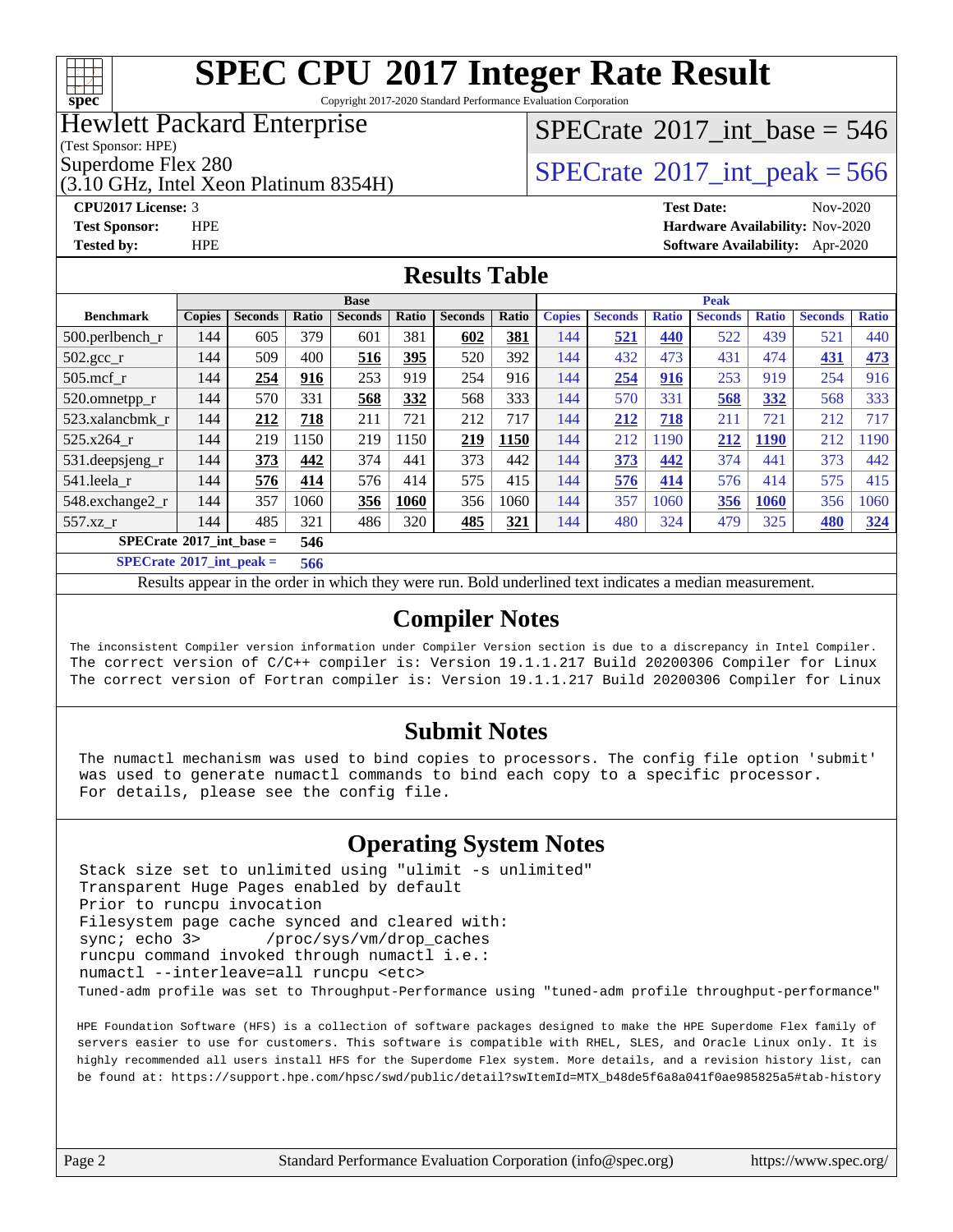# SPEC CPU 2017 Integer Rate Result

Copyright 2017-2020 Standard Performance Evaluation Corporation

**Hewlett Packard Enterprise**
(Test Sponsor: HPE)
Superdome Flex 280
(3.10 GHz, Intel Xeon Platinum 8354H)

SPECrate 2017_int_base = 546
SPECrate 2017_int_peak = 566

**CPU2017 License:** 3
**Test Sponsor:** HPE
**Tested by:** HPE

**Test Date:** Nov-2020
**Hardware Availability:** Nov-2020
**Software Availability:** Apr-2020

## Results Table

| Benchmark | Base | | | | | | | Peak | | | | | | |
|---|---|---|---|---|---|---|---|---|---|---|---|---|---|---|
| | Copies | Seconds | Ratio | Seconds | Ratio | Seconds | Ratio | Copies | Seconds | Ratio | Seconds | Ratio | Seconds | Ratio |
| 500.perlbench_r | 144 | 605 | 379 | 601 | 381 | **602** | **381** | 144 | **521** | **440** | 522 | 439 | 521 | 440 |
| 502.gcc_r | 144 | 509 | 400 | **516** | **395** | 520 | 392 | 144 | 432 | 473 | 431 | 474 | **431** | **473** |
| 505.mcf_r | 144 | **254** | **916** | 253 | 919 | 254 | 916 | 144 | **254** | **916** | 253 | 919 | 254 | 916 |
| 520.omnetpp_r | 144 | 570 | 331 | **568** | **332** | 568 | 333 | 144 | 570 | 331 | **568** | **332** | 568 | 333 |
| 523.xalancbmk_r | 144 | **212** | **718** | 211 | 721 | 212 | 717 | 144 | **212** | **718** | 211 | 721 | 212 | 717 |
| 525.x264_r | 144 | 219 | 1150 | 219 | 1150 | **219** | **1150** | 144 | 212 | 1190 | **212** | **1190** | 212 | 1190 |
| 531.deepsjeng_r | 144 | **373** | **442** | 374 | 441 | 373 | 442 | 144 | **373** | **442** | 374 | 441 | 373 | 442 |
| 541.leela_r | 144 | **576** | **414** | 576 | 414 | 575 | 415 | 144 | **576** | **414** | 576 | 414 | 575 | 415 |
| 548.exchange2_r | 144 | 357 | 1060 | **356** | **1060** | 356 | 1060 | 144 | 357 | 1060 | **356** | **1060** | 356 | 1060 |
| 557.xz_r | 144 | 485 | 321 | 486 | 320 | **485** | **321** | 144 | 480 | 324 | 479 | 325 | **480** | **324** |

**SPECrate 2017_int_base = 546**

**SPECrate 2017_int_peak = 566**

Results appear in the order in which they were run. Bold underlined text indicates a median measurement.

## Compiler Notes

The inconsistent Compiler version information under Compiler Version section is due to a discrepancy in Intel Compiler.
The correct version of C/C++ compiler is: Version 19.1.1.217 Build 20200306 Compiler for Linux
The correct version of Fortran compiler is: Version 19.1.1.217 Build 20200306 Compiler for Linux

## Submit Notes

The numactl mechanism was used to bind copies to processors. The config file option 'submit' was used to generate numactl commands to bind each copy to a specific processor.
For details, please see the config file.

## Operating System Notes

```
Stack size set to unlimited using "ulimit -s unlimited"
Transparent Huge Pages enabled by default
Prior to runcpu invocation
Filesystem page cache synced and cleared with:
sync; echo 3>       /proc/sys/vm/drop_caches
runcpu command invoked through numactl i.e.:
numactl --interleave=all runcpu <etc>
Tuned-adm profile was set to Throughput-Performance using "tuned-adm profile throughput-performance"
```

HPE Foundation Software (HFS) is a collection of software packages designed to make the HPE Superdome Flex family of servers easier to use for customers. This software is compatible with RHEL, SLES, and Oracle Linux only. It is highly recommended all users install HFS for the Superdome Flex system. More details, and a revision history list, can be found at: https://support.hpe.com/hpsc/swd/public/detail?swItemId=MTX_b48de5f6a8a041f0ae985825a5#tab-history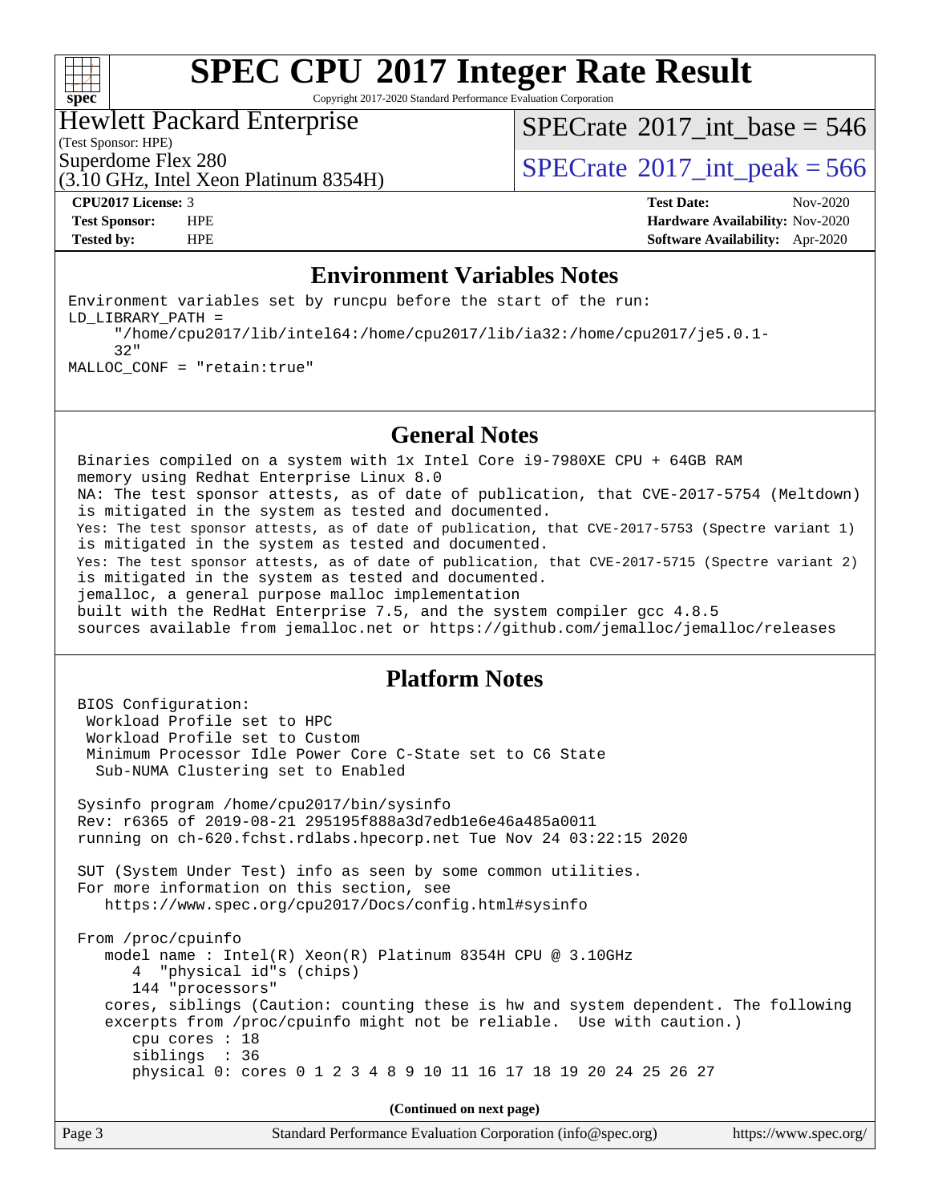# SPEC CPU 2017 Integer Rate Result

Copyright 2017-2020 Standard Performance Evaluation Corporation

**Hewlett Packard Enterprise**
(Test Sponsor: HPE)
Superdome Flex 280
(3.10 GHz, Intel Xeon Platinum 8354H)

SPECrate 2017_int_base = 546
SPECrate 2017_int_peak = 566

| | | | |
|---|---|---|---|
| **CPU2017 License:** | 3 | **Test Date:** | Nov-2020 |
| **Test Sponsor:** | HPE | **Hardware Availability:** | Nov-2020 |
| **Tested by:** | HPE | **Software Availability:** | Apr-2020 |

## Environment Variables Notes

```
Environment variables set by runcpu before the start of the run:
LD_LIBRARY_PATH =
     "/home/cpu2017/lib/intel64:/home/cpu2017/lib/ia32:/home/cpu2017/je5.0.1-
     32"
MALLOC_CONF = "retain:true"
```

## General Notes

```
Binaries compiled on a system with 1x Intel Core i9-7980XE CPU + 64GB RAM
memory using Redhat Enterprise Linux 8.0
NA: The test sponsor attests, as of date of publication, that CVE-2017-5754 (Meltdown)
is mitigated in the system as tested and documented.
Yes: The test sponsor attests, as of date of publication, that CVE-2017-5753 (Spectre variant 1)
is mitigated in the system as tested and documented.
Yes: The test sponsor attests, as of date of publication, that CVE-2017-5715 (Spectre variant 2)
is mitigated in the system as tested and documented.
jemalloc, a general purpose malloc implementation
built with the RedHat Enterprise 7.5, and the system compiler gcc 4.8.5
sources available from jemalloc.net or https://github.com/jemalloc/jemalloc/releases
```

## Platform Notes

```
BIOS Configuration:
 Workload Profile set to HPC
 Workload Profile set to Custom
 Minimum Processor Idle Power Core C-State set to C6 State
  Sub-NUMA Clustering set to Enabled

Sysinfo program /home/cpu2017/bin/sysinfo
Rev: r6365 of 2019-08-21 295195f888a3d7edb1e6e46a485a0011
running on ch-620.fchst.rdlabs.hpecorp.net Tue Nov 24 03:22:15 2020

SUT (System Under Test) info as seen by some common utilities.
For more information on this section, see
   https://www.spec.org/cpu2017/Docs/config.html#sysinfo

From /proc/cpuinfo
   model name : Intel(R) Xeon(R) Platinum 8354H CPU @ 3.10GHz
      4  "physical id"s (chips)
      144 "processors"
   cores, siblings (Caution: counting these is hw and system dependent. The following
   excerpts from /proc/cpuinfo might not be reliable.  Use with caution.)
      cpu cores : 18
      siblings  : 36
      physical 0: cores 0 1 2 3 4 8 9 10 11 16 17 18 19 20 24 25 26 27
```

(Continued on next page)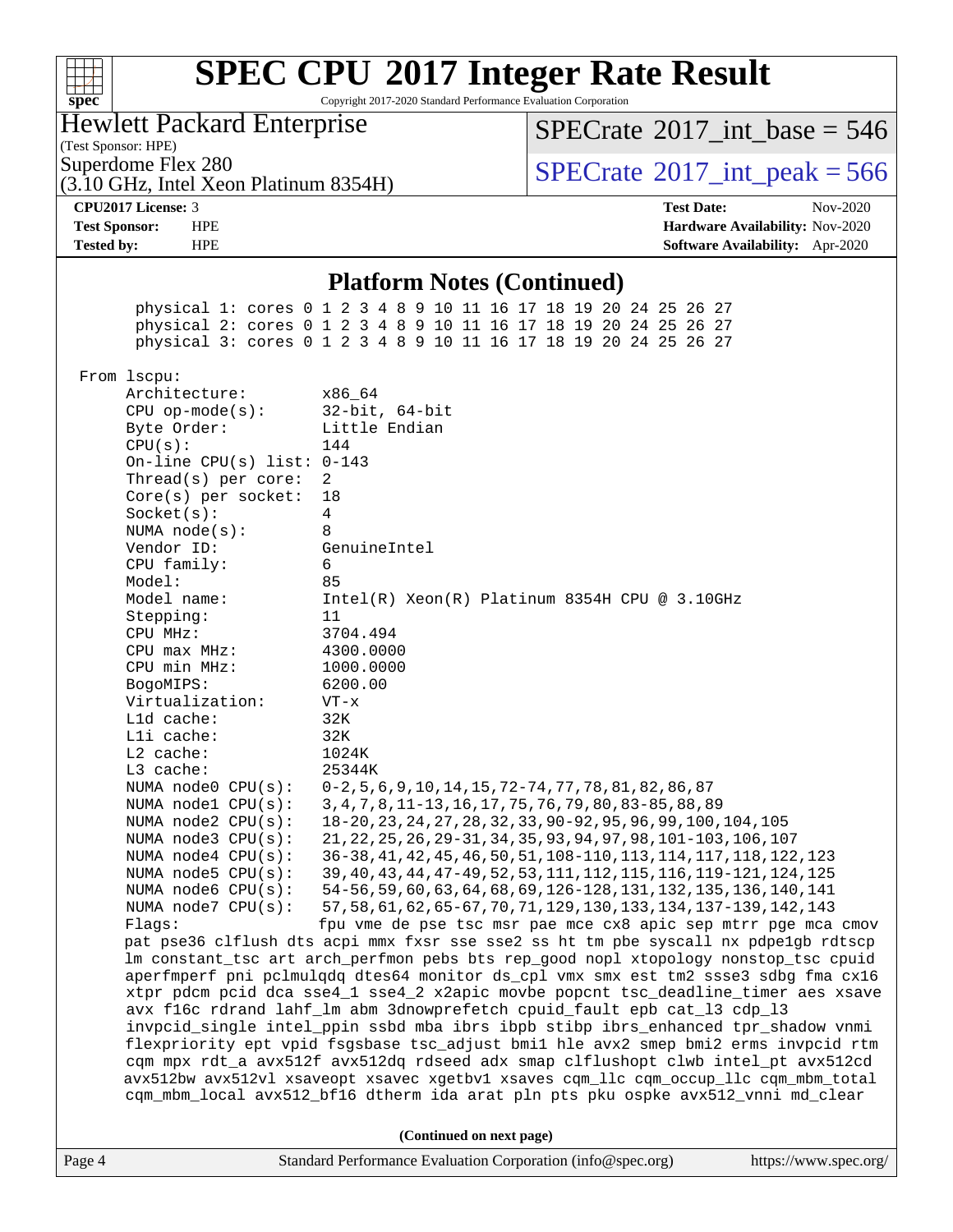# SPEC CPU 2017 Integer Rate Result

Copyright 2017-2020 Standard Performance Evaluation Corporation

**Hewlett Packard Enterprise**
(Test Sponsor: HPE)
Superdome Flex 280
(3.10 GHz, Intel Xeon Platinum 8354H)

SPECrate 2017_int_base = 546
SPECrate 2017_int_peak = 566

**CPU2017 License:** 3
**Test Sponsor:** HPE
**Tested by:** HPE

**Test Date:** Nov-2020
**Hardware Availability:** Nov-2020
**Software Availability:** Apr-2020

## Platform Notes (Continued)

```
      physical 1: cores 0 1 2 3 4 8 9 10 11 16 17 18 19 20 24 25 26 27
      physical 2: cores 0 1 2 3 4 8 9 10 11 16 17 18 19 20 24 25 26 27
      physical 3: cores 0 1 2 3 4 8 9 10 11 16 17 18 19 20 24 25 26 27

 From lscpu:
      Architecture:        x86_64
      CPU op-mode(s):      32-bit, 64-bit
      Byte Order:          Little Endian
      CPU(s):              144
      On-line CPU(s) list: 0-143
      Thread(s) per core:  2
      Core(s) per socket:  18
      Socket(s):           4
      NUMA node(s):        8
      Vendor ID:           GenuineIntel
      CPU family:          6
      Model:               85
      Model name:          Intel(R) Xeon(R) Platinum 8354H CPU @ 3.10GHz
      Stepping:            11
      CPU MHz:             3704.494
      CPU max MHz:         4300.0000
      CPU min MHz:         1000.0000
      BogoMIPS:            6200.00
      Virtualization:      VT-x
      L1d cache:           32K
      L1i cache:           32K
      L2 cache:            1024K
      L3 cache:            25344K
      NUMA node0 CPU(s):   0-2,5,6,9,10,14,15,72-74,77,78,81,82,86,87
      NUMA node1 CPU(s):   3,4,7,8,11-13,16,17,75,76,79,80,83-85,88,89
      NUMA node2 CPU(s):   18-20,23,24,27,28,32,33,90-92,95,96,99,100,104,105
      NUMA node3 CPU(s):   21,22,25,26,29-31,34,35,93,94,97,98,101-103,106,107
      NUMA node4 CPU(s):   36-38,41,42,45,46,50,51,108-110,113,114,117,118,122,123
      NUMA node5 CPU(s):   39,40,43,44,47-49,52,53,111,112,115,116,119-121,124,125
      NUMA node6 CPU(s):   54-56,59,60,63,64,68,69,126-128,131,132,135,136,140,141
      NUMA node7 CPU(s):   57,58,61,62,65-67,70,71,129,130,133,134,137-139,142,143
      Flags:               fpu vme de pse tsc msr pae mce cx8 apic sep mtrr pge mca cmov
      pat pse36 clflush dts acpi mmx fxsr sse sse2 ss ht tm pbe syscall nx pdpe1gb rdtscp
      lm constant_tsc art arch_perfmon pebs bts rep_good nopl xtopology nonstop_tsc cpuid
      aperfmperf pni pclmulqdq dtes64 monitor ds_cpl vmx smx est tm2 ssse3 sdbg fma cx16
      xtpr pdcm pcid dca sse4_1 sse4_2 x2apic movbe popcnt tsc_deadline_timer aes xsave
      avx f16c rdrand lahf_lm abm 3dnowprefetch cpuid_fault epb cat_l3 cdp_l3
      invpcid_single intel_ppin ssbd mba ibrs ibpb stibp ibrs_enhanced tpr_shadow vnmi
      flexpriority ept vpid fsgsbase tsc_adjust bmi1 hle avx2 smep bmi2 erms invpcid rtm
      cqm mpx rdt_a avx512f avx512dq rdseed adx smap clflushopt clwb intel_pt avx512cd
      avx512bw avx512vl xsaveopt xsavec xgetbv1 xsaves cqm_llc cqm_occup_llc cqm_mbm_total
      cqm_mbm_local avx512_bf16 dtherm ida arat pln pts pku ospke avx512_vnni md_clear
```

**(Continued on next page)**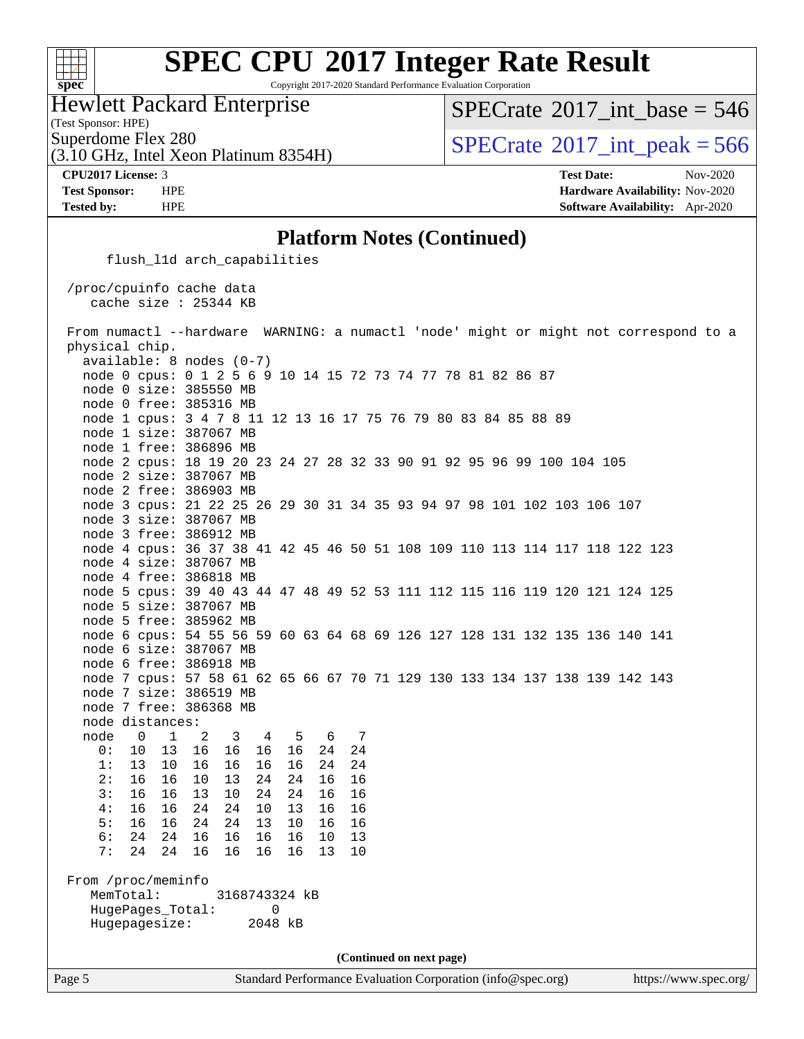# SPEC CPU 2017 Integer Rate Result

Copyright 2017-2020 Standard Performance Evaluation Corporation

**Hewlett Packard Enterprise**
(Test Sponsor: HPE)
Superdome Flex 280
(3.10 GHz, Intel Xeon Platinum 8354H)

SPECrate 2017_int_base = 546
SPECrate 2017_int_peak = 566

| | | | |
|---|---|---|---|
| **CPU2017 License:** | 3 | **Test Date:** | Nov-2020 |
| **Test Sponsor:** | HPE | **Hardware Availability:** | Nov-2020 |
| **Tested by:** | HPE | **Software Availability:** | Apr-2020 |

## Platform Notes (Continued)

```
      flush_l1d arch_capabilities

 /proc/cpuinfo cache data
    cache size : 25344 KB

 From numactl --hardware  WARNING: a numactl 'node' might or might not correspond to a
 physical chip.
   available: 8 nodes (0-7)
   node 0 cpus: 0 1 2 5 6 9 10 14 15 72 73 74 77 78 81 82 86 87
   node 0 size: 385550 MB
   node 0 free: 385316 MB
   node 1 cpus: 3 4 7 8 11 12 13 16 17 75 76 79 80 83 84 85 88 89
   node 1 size: 387067 MB
   node 1 free: 386896 MB
   node 2 cpus: 18 19 20 23 24 27 28 32 33 90 91 92 95 96 99 100 104 105
   node 2 size: 387067 MB
   node 2 free: 386903 MB
   node 3 cpus: 21 22 25 26 29 30 31 34 35 93 94 97 98 101 102 103 106 107
   node 3 size: 387067 MB
   node 3 free: 386912 MB
   node 4 cpus: 36 37 38 41 42 45 46 50 51 108 109 110 113 114 117 118 122 123
   node 4 size: 387067 MB
   node 4 free: 386818 MB
   node 5 cpus: 39 40 43 44 47 48 49 52 53 111 112 115 116 119 120 121 124 125
   node 5 size: 387067 MB
   node 5 free: 385962 MB
   node 6 cpus: 54 55 56 59 60 63 64 68 69 126 127 128 131 132 135 136 140 141
   node 6 size: 387067 MB
   node 6 free: 386918 MB
   node 7 cpus: 57 58 61 62 65 66 67 70 71 129 130 133 134 137 138 139 142 143
   node 7 size: 386519 MB
   node 7 free: 386368 MB
   node distances:
   node   0   1   2   3   4   5   6   7
     0:  10  13  16  16  16  16  24  24
     1:  13  10  16  16  16  16  24  24
     2:  16  16  10  13  24  24  16  16
     3:  16  16  13  10  24  24  16  16
     4:  16  16  24  24  10  13  16  16
     5:  16  16  24  24  13  10  16  16
     6:  24  24  16  16  16  16  10  13
     7:  24  24  16  16  16  16  13  10

 From /proc/meminfo
    MemTotal:       3168743324 kB
    HugePages_Total:       0
    Hugepagesize:       2048 kB
```

(Continued on next page)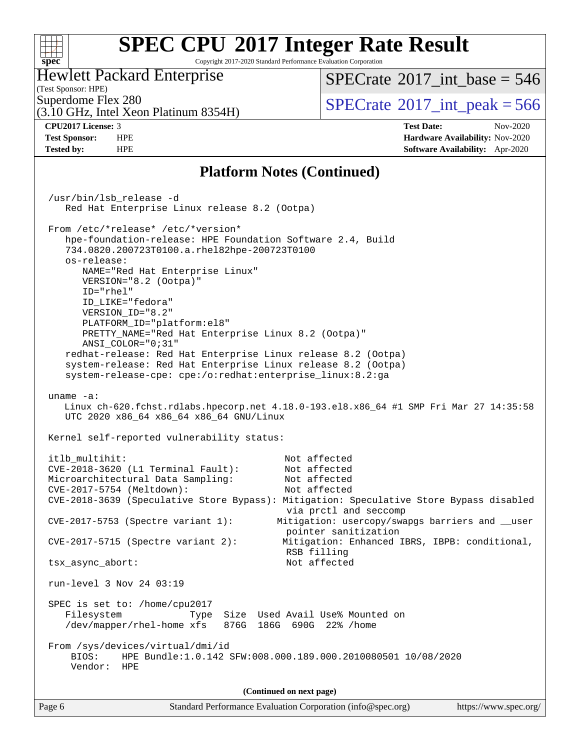# SPEC CPU 2017 Integer Rate Result

Copyright 2017-2020 Standard Performance Evaluation Corporation

**Hewlett Packard Enterprise**
(Test Sponsor: HPE)
Superdome Flex 280
(3.10 GHz, Intel Xeon Platinum 8354H)

SPECrate 2017_int_base = 546
SPECrate 2017_int_peak = 566

| | | | |
|---|---|---|---|
| **CPU2017 License:** | 3 | **Test Date:** | Nov-2020 |
| **Test Sponsor:** | HPE | **Hardware Availability:** | Nov-2020 |
| **Tested by:** | HPE | **Software Availability:** | Apr-2020 |

## Platform Notes (Continued)

```
/usr/bin/lsb_release -d
   Red Hat Enterprise Linux release 8.2 (Ootpa)

From /etc/*release* /etc/*version*
   hpe-foundation-release: HPE Foundation Software 2.4, Build
   734.0820.200723T0100.a.rhel82hpe-200723T0100
   os-release:
      NAME="Red Hat Enterprise Linux"
      VERSION="8.2 (Ootpa)"
      ID="rhel"
      ID_LIKE="fedora"
      VERSION_ID="8.2"
      PLATFORM_ID="platform:el8"
      PRETTY_NAME="Red Hat Enterprise Linux 8.2 (Ootpa)"
      ANSI_COLOR="0;31"
   redhat-release: Red Hat Enterprise Linux release 8.2 (Ootpa)
   system-release: Red Hat Enterprise Linux release 8.2 (Ootpa)
   system-release-cpe: cpe:/o:redhat:enterprise_linux:8.2:ga

uname -a:
   Linux ch-620.fchst.rdlabs.hpecorp.net 4.18.0-193.el8.x86_64 #1 SMP Fri Mar 27 14:35:58
   UTC 2020 x86_64 x86_64 x86_64 GNU/Linux

Kernel self-reported vulnerability status:

itlb_multihit:                                         Not affected
CVE-2018-3620 (L1 Terminal Fault):                     Not affected
Microarchitectural Data Sampling:                      Not affected
CVE-2017-5754 (Meltdown):                              Not affected
CVE-2018-3639 (Speculative Store Bypass): Mitigation: Speculative Store Bypass disabled
                                                       via prctl and seccomp
CVE-2017-5753 (Spectre variant 1):                    Mitigation: usercopy/swapgs barriers and __user
                                                       pointer sanitization
CVE-2017-5715 (Spectre variant 2):                     Mitigation: Enhanced IBRS, IBPB: conditional,
                                                       RSB filling
tsx_async_abort:                                       Not affected

run-level 3 Nov 24 03:19

SPEC is set to: /home/cpu2017
   Filesystem            Type  Size  Used Avail Use% Mounted on
   /dev/mapper/rhel-home xfs   876G  186G  690G  22% /home

From /sys/devices/virtual/dmi/id
    BIOS:    HPE Bundle:1.0.142 SFW:008.000.189.000.2010080501 10/08/2020
    Vendor:  HPE
```

(Continued on next page)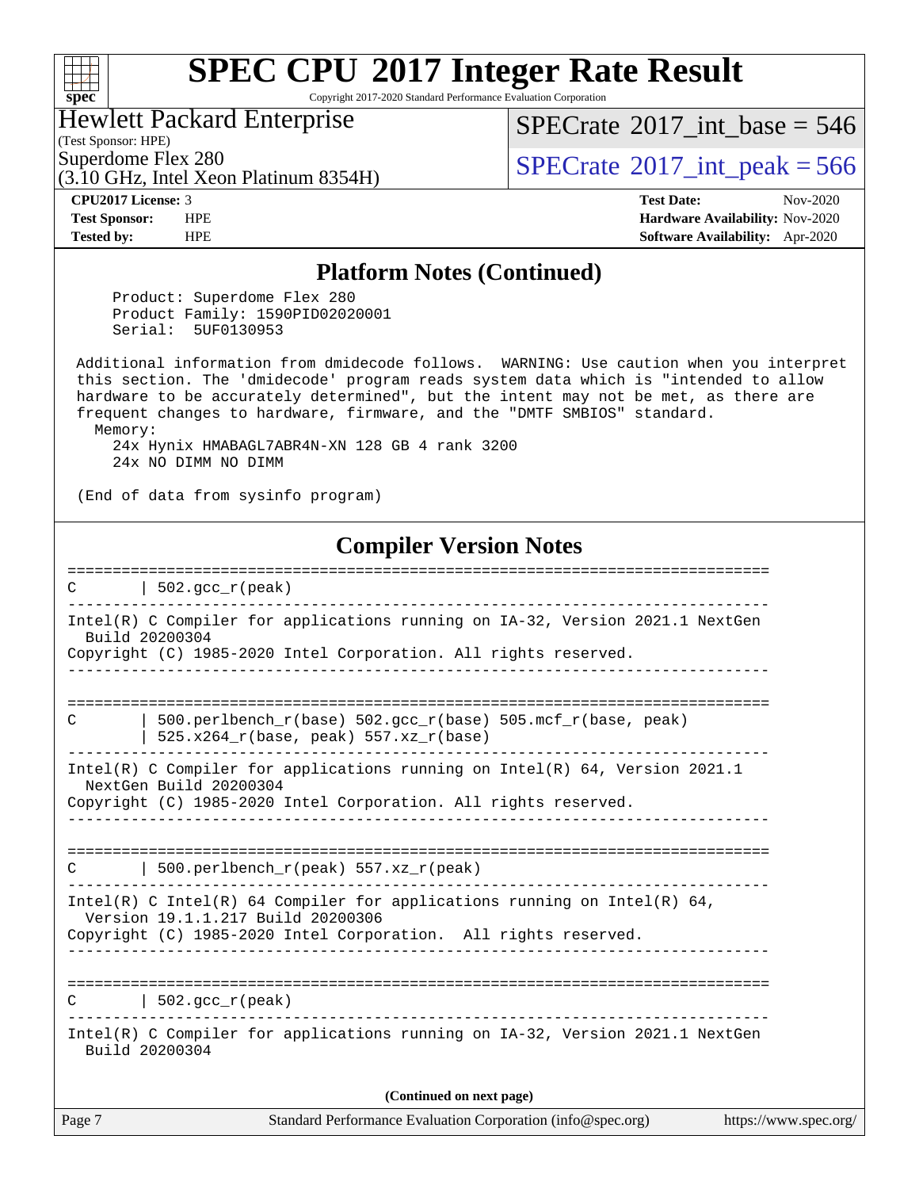## Platform Notes (Continued)

```
    Product: Superdome Flex 280
    Product Family: 1590PID02020001
    Serial:  5UF0130953

 Additional information from dmidecode follows.  WARNING: Use caution when you interpret
 this section. The 'dmidecode' program reads system data which is "intended to allow
 hardware to be accurately determined", but the intent may not be met, as there are
 frequent changes to hardware, firmware, and the "DMTF SMBIOS" standard.
   Memory:
     24x Hynix HMABAGL7ABR4N-XN 128 GB 4 rank 3200
     24x NO DIMM NO DIMM

 (End of data from sysinfo program)
```

## Compiler Version Notes

```
==============================================================================
C       | 502.gcc_r(peak)
------------------------------------------------------------------------------
Intel(R) C Compiler for applications running on IA-32, Version 2021.1 NextGen
  Build 20200304
Copyright (C) 1985-2020 Intel Corporation. All rights reserved.
------------------------------------------------------------------------------

==============================================================================
C       | 500.perlbench_r(base) 502.gcc_r(base) 505.mcf_r(base, peak)
        | 525.x264_r(base, peak) 557.xz_r(base)
------------------------------------------------------------------------------
Intel(R) C Compiler for applications running on Intel(R) 64, Version 2021.1
  NextGen Build 20200304
Copyright (C) 1985-2020 Intel Corporation. All rights reserved.
------------------------------------------------------------------------------

==============================================================================
C       | 500.perlbench_r(peak) 557.xz_r(peak)
------------------------------------------------------------------------------
Intel(R) C Intel(R) 64 Compiler for applications running on Intel(R) 64,
  Version 19.1.1.217 Build 20200306
Copyright (C) 1985-2020 Intel Corporation.  All rights reserved.
------------------------------------------------------------------------------

==============================================================================
C       | 502.gcc_r(peak)
------------------------------------------------------------------------------
Intel(R) C Compiler for applications running on IA-32, Version 2021.1 NextGen
  Build 20200304
```

(Continued on next page)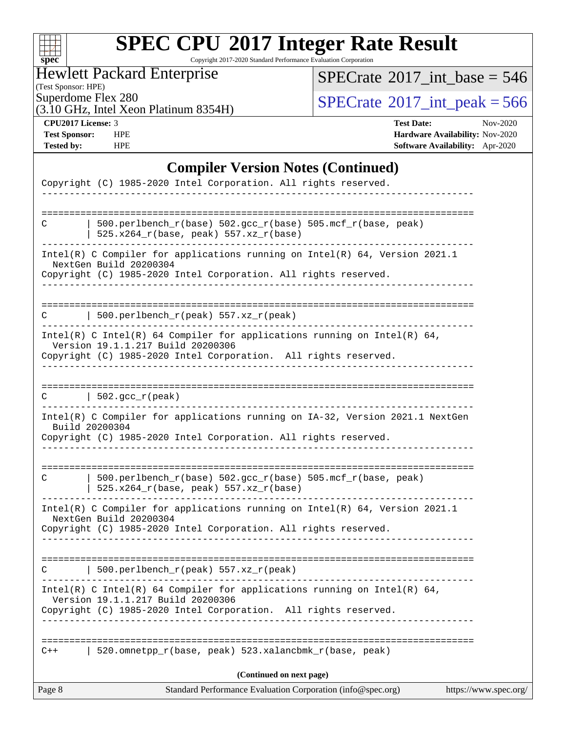# SPEC CPU 2017 Integer Rate Result

Copyright 2017-2020 Standard Performance Evaluation Corporation

**Hewlett Packard Enterprise**
(Test Sponsor: HPE)
Superdome Flex 280
(3.10 GHz, Intel Xeon Platinum 8354H)

SPECrate 2017_int_base = 546
SPECrate 2017_int_peak = 566

| | | | |
|---|---|---|---|
| **CPU2017 License:** | 3 | **Test Date:** | Nov-2020 |
| **Test Sponsor:** | HPE | **Hardware Availability:** | Nov-2020 |
| **Tested by:** | HPE | **Software Availability:** | Apr-2020 |

## Compiler Version Notes (Continued)

```
Copyright (C) 1985-2020 Intel Corporation. All rights reserved.
------------------------------------------------------------------------------

==============================================================================
C       | 500.perlbench_r(base) 502.gcc_r(base) 505.mcf_r(base, peak)
        | 525.x264_r(base, peak) 557.xz_r(base)
------------------------------------------------------------------------------
Intel(R) C Compiler for applications running on Intel(R) 64, Version 2021.1
  NextGen Build 20200304
Copyright (C) 1985-2020 Intel Corporation. All rights reserved.
------------------------------------------------------------------------------

==============================================================================
C       | 500.perlbench_r(peak) 557.xz_r(peak)
------------------------------------------------------------------------------
Intel(R) C Intel(R) 64 Compiler for applications running on Intel(R) 64,
  Version 19.1.1.217 Build 20200306
Copyright (C) 1985-2020 Intel Corporation.  All rights reserved.
------------------------------------------------------------------------------

==============================================================================
C       | 502.gcc_r(peak)
------------------------------------------------------------------------------
Intel(R) C Compiler for applications running on IA-32, Version 2021.1 NextGen
  Build 20200304
Copyright (C) 1985-2020 Intel Corporation. All rights reserved.
------------------------------------------------------------------------------

==============================================================================
C       | 500.perlbench_r(base) 502.gcc_r(base) 505.mcf_r(base, peak)
        | 525.x264_r(base, peak) 557.xz_r(base)
------------------------------------------------------------------------------
Intel(R) C Compiler for applications running on Intel(R) 64, Version 2021.1
  NextGen Build 20200304
Copyright (C) 1985-2020 Intel Corporation. All rights reserved.
------------------------------------------------------------------------------

==============================================================================
C       | 500.perlbench_r(peak) 557.xz_r(peak)
------------------------------------------------------------------------------
Intel(R) C Intel(R) 64 Compiler for applications running on Intel(R) 64,
  Version 19.1.1.217 Build 20200306
Copyright (C) 1985-2020 Intel Corporation.  All rights reserved.
------------------------------------------------------------------------------

==============================================================================
C++     | 520.omnetpp_r(base, peak) 523.xalancbmk_r(base, peak)
```

**(Continued on next page)**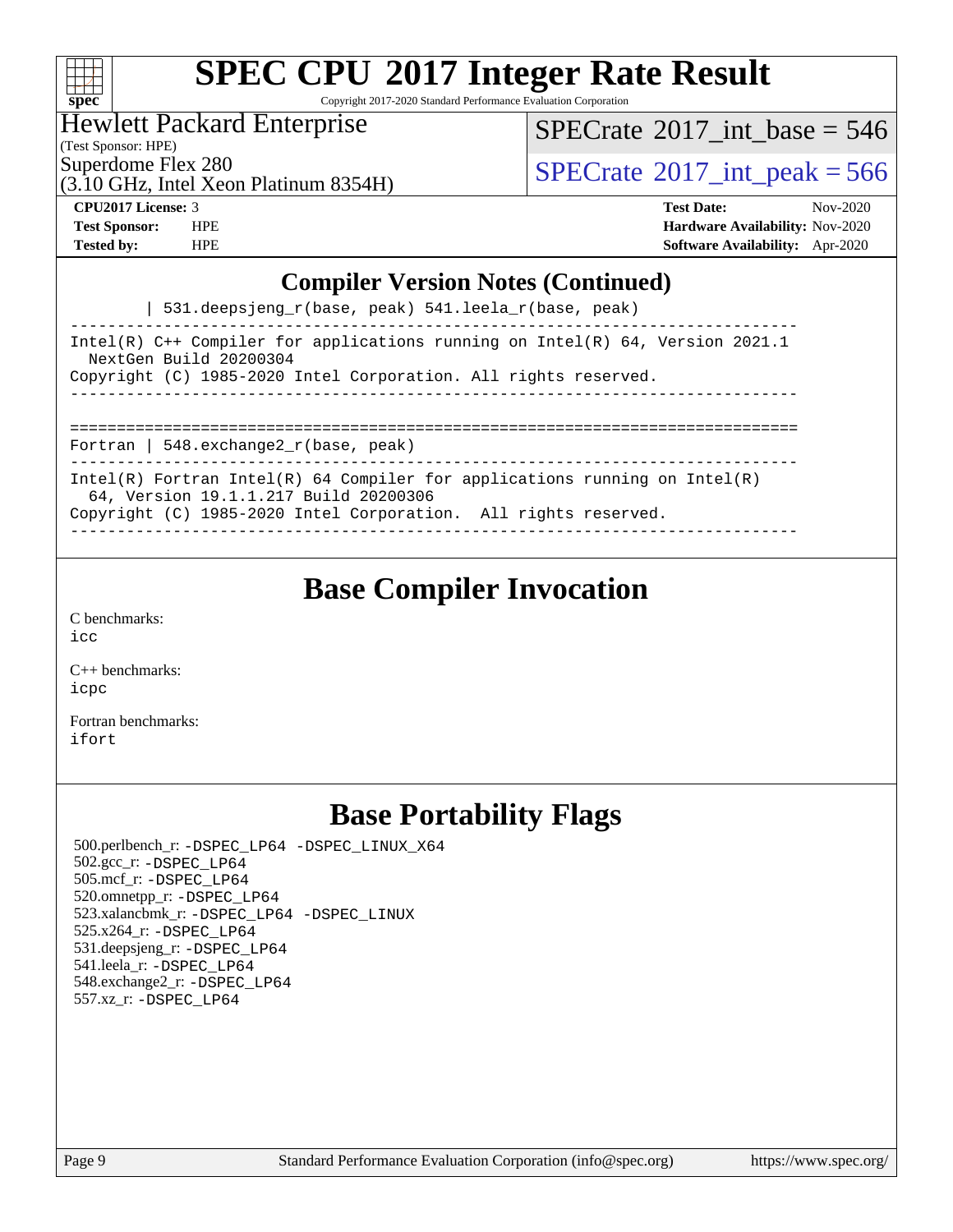## Compiler Version Notes (Continued)

```
        | 531.deepsjeng_r(base, peak) 541.leela_r(base, peak)
------------------------------------------------------------------------------
Intel(R) C++ Compiler for applications running on Intel(R) 64, Version 2021.1
  NextGen Build 20200304
Copyright (C) 1985-2020 Intel Corporation. All rights reserved.
------------------------------------------------------------------------------

==============================================================================
Fortran | 548.exchange2_r(base, peak)
------------------------------------------------------------------------------
Intel(R) Fortran Intel(R) 64 Compiler for applications running on Intel(R)
  64, Version 19.1.1.217 Build 20200306
Copyright (C) 1985-2020 Intel Corporation.  All rights reserved.
------------------------------------------------------------------------------
```

## Base Compiler Invocation

C benchmarks:
icc

C++ benchmarks:
icpc

Fortran benchmarks:
ifort

## Base Portability Flags

500.perlbench_r: -DSPEC_LP64 -DSPEC_LINUX_X64
502.gcc_r: -DSPEC_LP64
505.mcf_r: -DSPEC_LP64
520.omnetpp_r: -DSPEC_LP64
523.xalancbmk_r: -DSPEC_LP64 -DSPEC_LINUX
525.x264_r: -DSPEC_LP64
531.deepsjeng_r: -DSPEC_LP64
541.leela_r: -DSPEC_LP64
548.exchange2_r: -DSPEC_LP64
557.xz_r: -DSPEC_LP64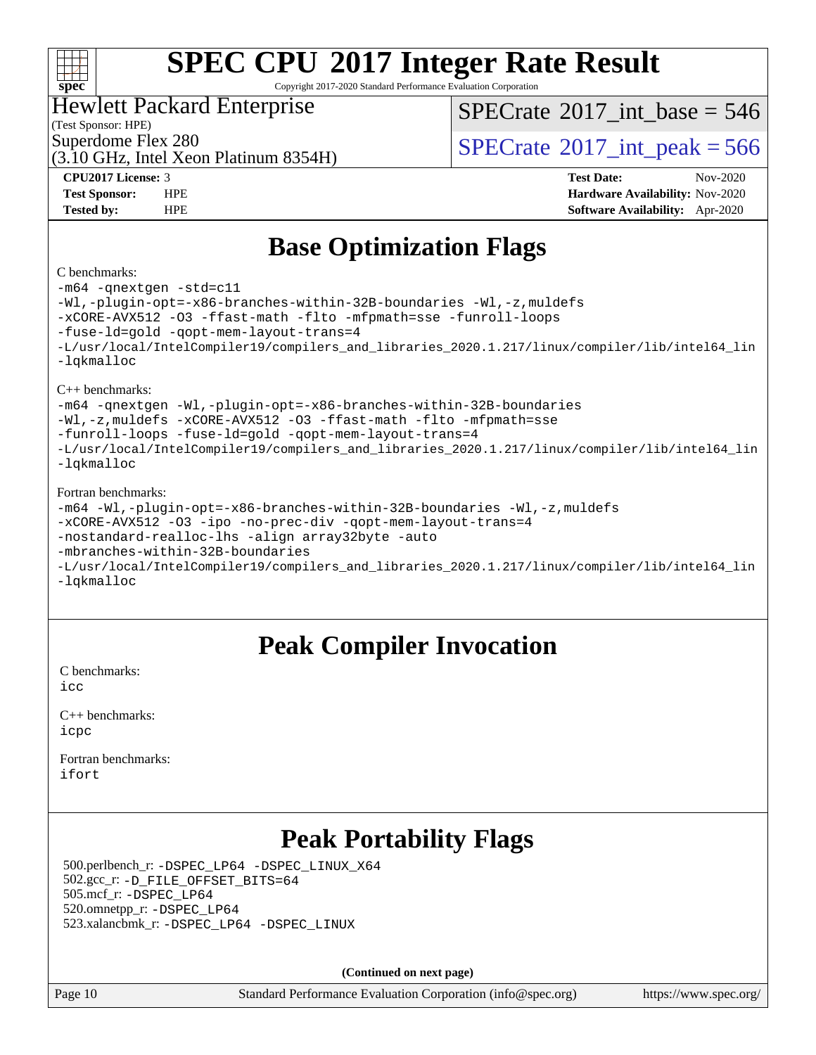# SPEC CPU 2017 Integer Rate Result

Copyright 2017-2020 Standard Performance Evaluation Corporation

Hewlett Packard Enterprise
(Test Sponsor: HPE)
Superdome Flex 280
(3.10 GHz, Intel Xeon Platinum 8354H)

SPECrate 2017_int_base = 546
SPECrate 2017_int_peak = 566

**CPU2017 License:** 3
**Test Sponsor:** HPE
**Tested by:** HPE

**Test Date:** Nov-2020
**Hardware Availability:** Nov-2020
**Software Availability:** Apr-2020

## Base Optimization Flags

C benchmarks:

```
-m64 -qnextgen -std=c11
-Wl,-plugin-opt=-x86-branches-within-32B-boundaries -Wl,-z,muldefs
-xCORE-AVX512 -O3 -ffast-math -flto -mfpmath=sse -funroll-loops
-fuse-ld=gold -qopt-mem-layout-trans=4
-L/usr/local/IntelCompiler19/compilers_and_libraries_2020.1.217/linux/compiler/lib/intel64_lin
-lqkmalloc
```

C++ benchmarks:

```
-m64 -qnextgen -Wl,-plugin-opt=-x86-branches-within-32B-boundaries
-Wl,-z,muldefs -xCORE-AVX512 -O3 -ffast-math -flto -mfpmath=sse
-funroll-loops -fuse-ld=gold -qopt-mem-layout-trans=4
-L/usr/local/IntelCompiler19/compilers_and_libraries_2020.1.217/linux/compiler/lib/intel64_lin
-lqkmalloc
```

Fortran benchmarks:

```
-m64 -Wl,-plugin-opt=-x86-branches-within-32B-boundaries -Wl,-z,muldefs
-xCORE-AVX512 -O3 -ipo -no-prec-div -qopt-mem-layout-trans=4
-nostandard-realloc-lhs -align array32byte -auto
-mbranches-within-32B-boundaries
-L/usr/local/IntelCompiler19/compilers_and_libraries_2020.1.217/linux/compiler/lib/intel64_lin
-lqkmalloc
```

## Peak Compiler Invocation

C benchmarks:
`icc`

C++ benchmarks:
`icpc`

Fortran benchmarks:
`ifort`

## Peak Portability Flags

500.perlbench_r: `-DSPEC_LP64 -DSPEC_LINUX_X64`
502.gcc_r: `-D_FILE_OFFSET_BITS=64`
505.mcf_r: `-DSPEC_LP64`
520.omnetpp_r: `-DSPEC_LP64`
523.xalancbmk_r: `-DSPEC_LP64 -DSPEC_LINUX`

**(Continued on next page)**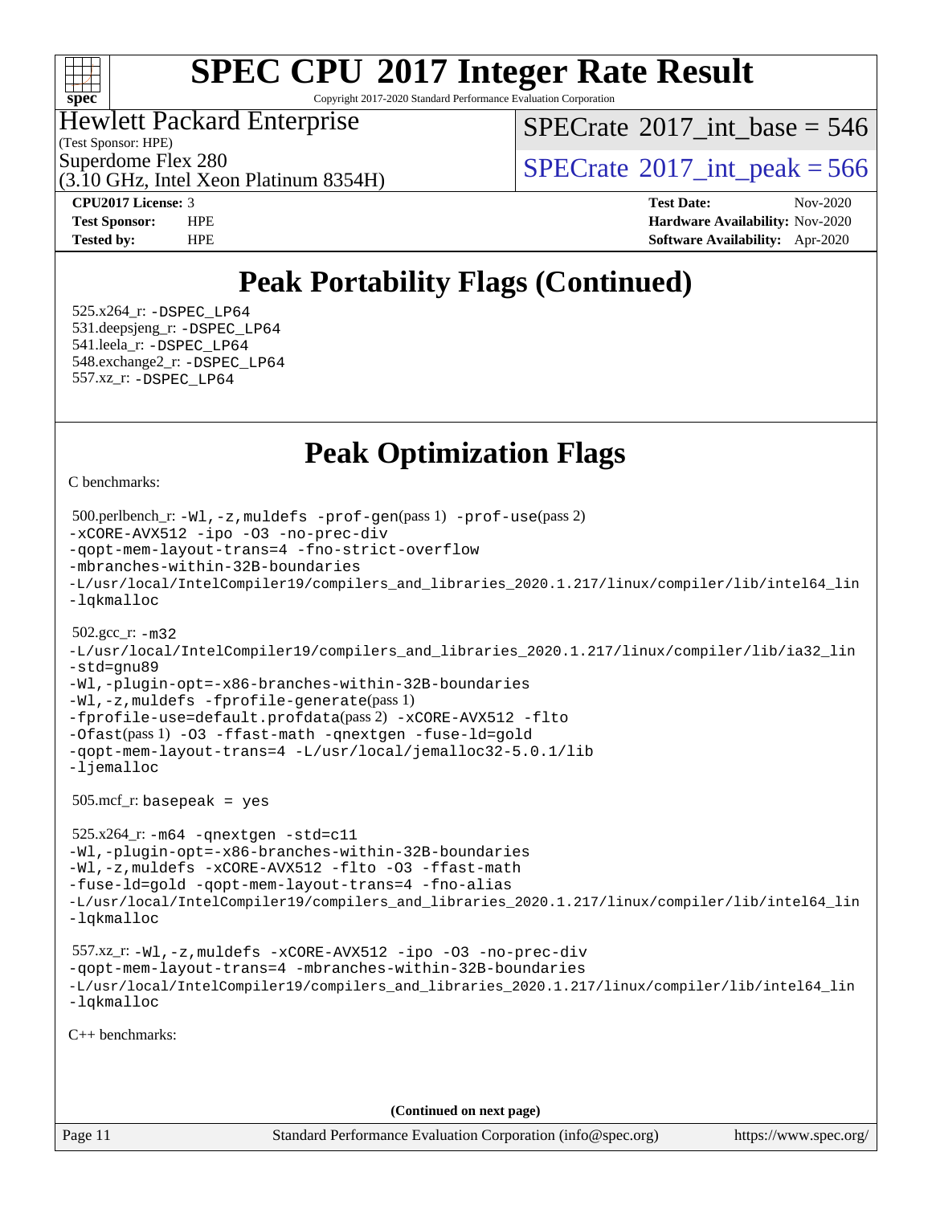# SPEC CPU 2017 Integer Rate Result

Copyright 2017-2020 Standard Performance Evaluation Corporation

**Hewlett Packard Enterprise**
(Test Sponsor: HPE)
Superdome Flex 280
(3.10 GHz, Intel Xeon Platinum 8354H)

SPECrate 2017_int_base = 546
SPECrate 2017_int_peak = 566

| | | | |
|---|---|---|---|
| **CPU2017 License:** | 3 | **Test Date:** | Nov-2020 |
| **Test Sponsor:** | HPE | **Hardware Availability:** | Nov-2020 |
| **Tested by:** | HPE | **Software Availability:** | Apr-2020 |

## Peak Portability Flags (Continued)

525.x264_r: -DSPEC_LP64
531.deepsjeng_r: -DSPEC_LP64
541.leela_r: -DSPEC_LP64
548.exchange2_r: -DSPEC_LP64
557.xz_r: -DSPEC_LP64

## Peak Optimization Flags

C benchmarks:

500.perlbench_r: -Wl,-z,muldefs -prof-gen(pass 1) -prof-use(pass 2)
-xCORE-AVX512 -ipo -O3 -no-prec-div
-qopt-mem-layout-trans=4 -fno-strict-overflow
-mbranches-within-32B-boundaries
-L/usr/local/IntelCompiler19/compilers_and_libraries_2020.1.217/linux/compiler/lib/intel64_lin
-lqkmalloc

502.gcc_r: -m32
-L/usr/local/IntelCompiler19/compilers_and_libraries_2020.1.217/linux/compiler/lib/ia32_lin
-std=gnu89
-Wl,-plugin-opt=-x86-branches-within-32B-boundaries
-Wl,-z,muldefs -fprofile-generate(pass 1)
-fprofile-use=default.profdata(pass 2) -xCORE-AVX512 -flto
-Ofast(pass 1) -O3 -ffast-math -qnextgen -fuse-ld=gold
-qopt-mem-layout-trans=4 -L/usr/local/jemalloc32-5.0.1/lib
-ljemalloc

505.mcf_r: basepeak = yes

525.x264_r: -m64 -qnextgen -std=c11
-Wl,-plugin-opt=-x86-branches-within-32B-boundaries
-Wl,-z,muldefs -xCORE-AVX512 -flto -O3 -ffast-math
-fuse-ld=gold -qopt-mem-layout-trans=4 -fno-alias
-L/usr/local/IntelCompiler19/compilers_and_libraries_2020.1.217/linux/compiler/lib/intel64_lin
-lqkmalloc

557.xz_r: -Wl,-z,muldefs -xCORE-AVX512 -ipo -O3 -no-prec-div
-qopt-mem-layout-trans=4 -mbranches-within-32B-boundaries
-L/usr/local/IntelCompiler19/compilers_and_libraries_2020.1.217/linux/compiler/lib/intel64_lin
-lqkmalloc

C++ benchmarks:

**(Continued on next page)**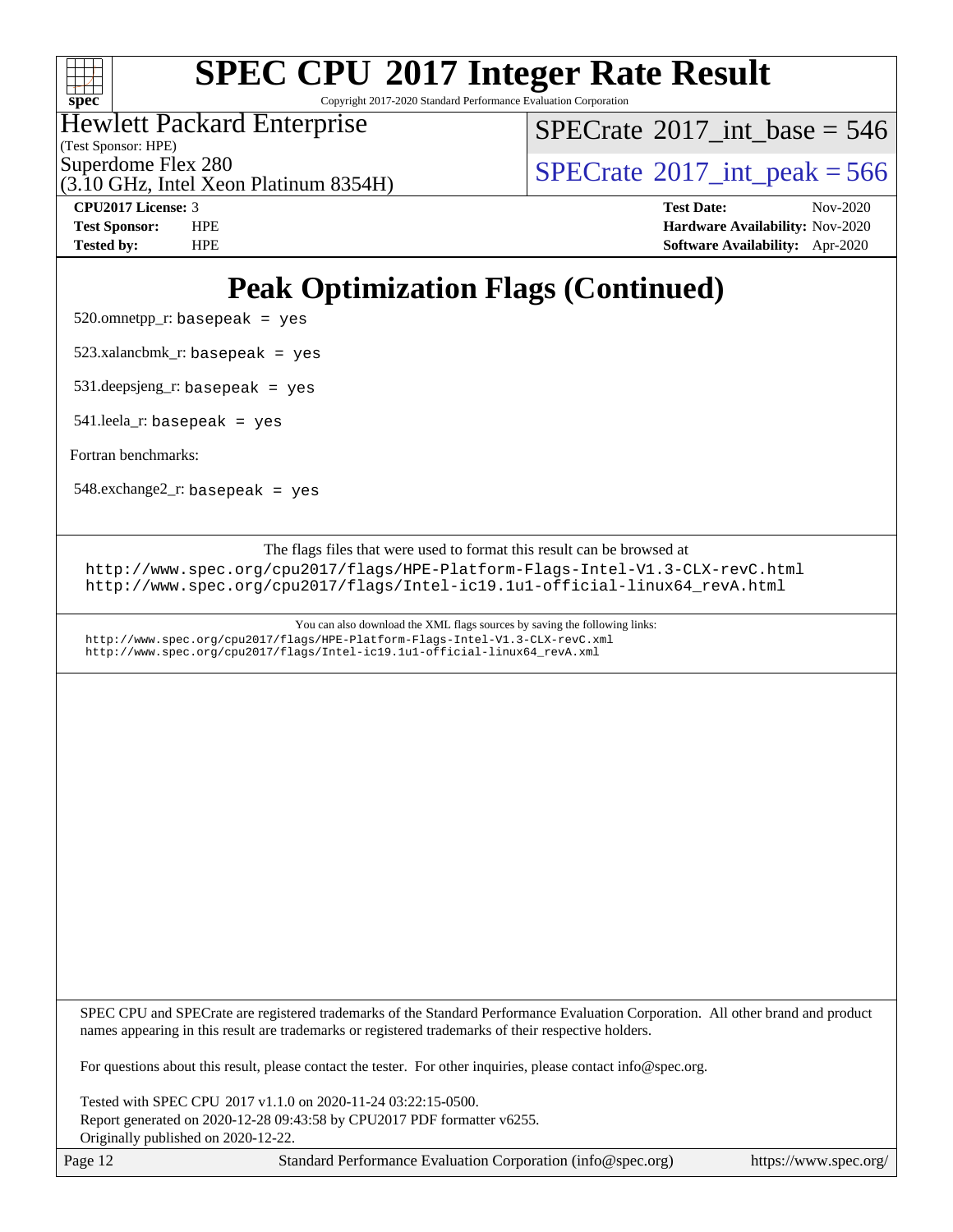# Peak Optimization Flags (Continued)

520.omnetpp_r: basepeak = yes

523.xalancbmk_r: basepeak = yes

531.deepsjeng_r: basepeak = yes

541.leela_r: basepeak = yes

Fortran benchmarks:

548.exchange2_r: basepeak = yes

The flags files that were used to format this result can be browsed at

http://www.spec.org/cpu2017/flags/HPE-Platform-Flags-Intel-V1.3-CLX-revC.html
http://www.spec.org/cpu2017/flags/Intel-ic19.1u1-official-linux64_revA.html

You can also download the XML flags sources by saving the following links:

http://www.spec.org/cpu2017/flags/HPE-Platform-Flags-Intel-V1.3-CLX-revC.xml
http://www.spec.org/cpu2017/flags/Intel-ic19.1u1-official-linux64_revA.xml

SPEC CPU and SPECrate are registered trademarks of the Standard Performance Evaluation Corporation. All other brand and product names appearing in this result are trademarks or registered trademarks of their respective holders.

For questions about this result, please contact the tester. For other inquiries, please contact info@spec.org.

Tested with SPEC CPU 2017 v1.1.0 on 2020-11-24 03:22:15-0500.
Report generated on 2020-12-28 09:43:58 by CPU2017 PDF formatter v6255.
Originally published on 2020-12-22.